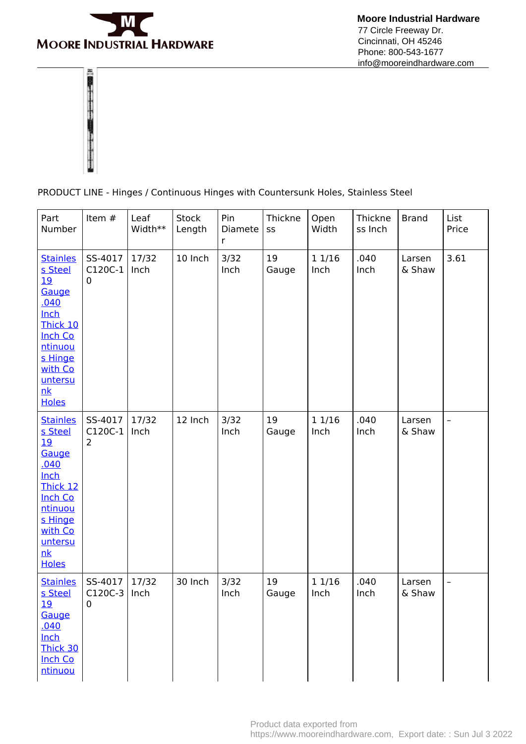**Moore Industrial Hardware**
77 Circle Freeway Dr.
Cincinnati, OH 45246
Phone: 800-543-1677
info@mooreindhardware.com

PRODUCT LINE - Hinges / Continuous Hinges with Countersunk Holes, Stainless Steel

| Part Number | Item # | Leaf Width** | Stock Length | Pin Diameter | Thickness | Open Width | Thickness Inch | Brand | List Price |
|---|---|---|---|---|---|---|---|---|---|
| Stainless Steel 19 Gauge .040 Inch Thick 10 Inch Continuous Hinge with Countersunk Holes | SS-4017C120C-10 | 17/32 Inch | 10 Inch | 3/32 Inch | 19 Gauge | 1 1/16 Inch | .040 Inch | Larsen & Shaw | 3.61 |
| Stainless Steel 19 Gauge .040 Inch Thick 12 Inch Continuous Hinge with Countersunk Holes | SS-4017C120C-12 | 17/32 Inch | 12 Inch | 3/32 Inch | 19 Gauge | 1 1/16 Inch | .040 Inch | Larsen & Shaw | – |
| Stainless Steel 19 Gauge .040 Inch Thick 30 Inch Continuou | SS-4017C120C-30 | 17/32 Inch | 30 Inch | 3/32 Inch | 19 Gauge | 1 1/16 Inch | .040 Inch | Larsen & Shaw | – |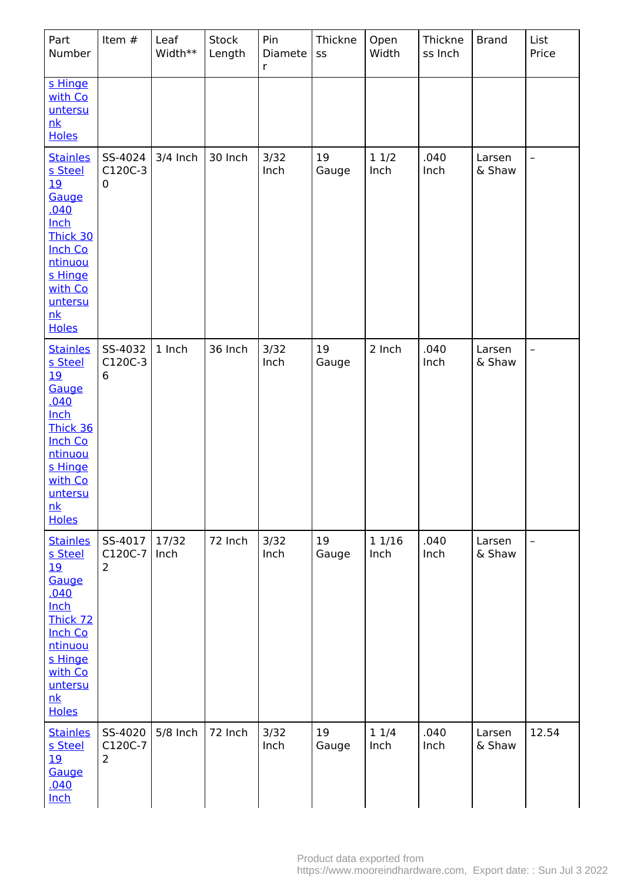| Part Number | Item # | Leaf Width** | Stock Length | Pin Diameter | Thickness | Open Width | Thickness Inch | Brand | List Price |
|---|---|---|---|---|---|---|---|---|---|
| s Hinge with Countersunk Holes | | | | | | | | | |
| Stainless Steel 19 Gauge .040 Inch Thick 30 Inch Continuous Hinge with Countersunk Holes | SS-4024 C120C-30 | 3/4 Inch | 30 Inch | 3/32 Inch | 19 Gauge | 1 1/2 Inch | .040 Inch | Larsen & Shaw | – |
| Stainless Steel 19 Gauge .040 Inch Thick 36 Inch Continuous Hinge with Countersunk Holes | SS-4032 C120C-36 | 1 Inch | 36 Inch | 3/32 Inch | 19 Gauge | 2 Inch | .040 Inch | Larsen & Shaw | – |
| Stainless Steel 19 Gauge .040 Inch Thick 72 Inch Continuous Hinge with Countersunk Holes | SS-4017 C120C-72 | 17/32 Inch | 72 Inch | 3/32 Inch | 19 Gauge | 1 1/16 Inch | .040 Inch | Larsen & Shaw | – |
| Stainless Steel 19 Gauge .040 Inch | SS-4020 C120C-72 | 5/8 Inch | 72 Inch | 3/32 Inch | 19 Gauge | 1 1/4 Inch | .040 Inch | Larsen & Shaw | 12.54 |

Product data exported from https://www.mooreindhardware.com, Export date: : Sun Jul 3 2022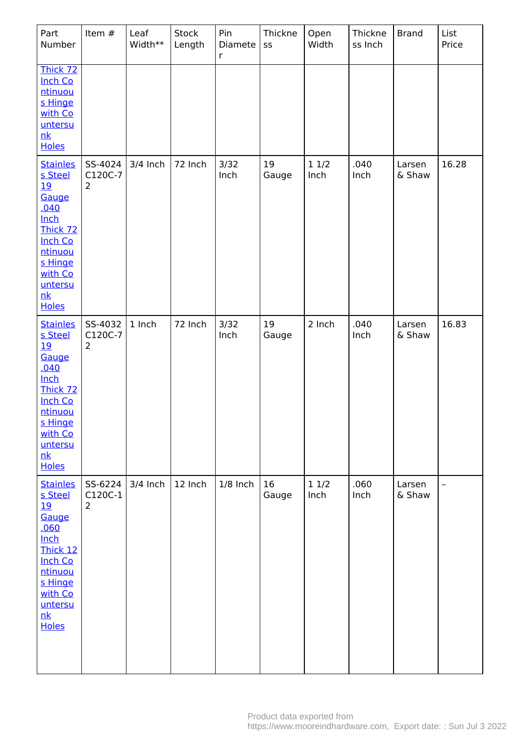| Part Number | Item # | Leaf Width** | Stock Length | Pin Diameter | Thickness | Open Width | Thickness Inch | Brand | List Price |
|---|---|---|---|---|---|---|---|---|---|
| Thick 72 Inch Continuous Hinge with Countersunk Holes | | | | | | | | | |
| Stainless Steel 19 Gauge .040 Inch Thick 72 Inch Continuous Hinge with Countersunk Holes | SS-4024C120C-72 | 3/4 Inch | 72 Inch | 3/32 Inch | 19 Gauge | 1 1/2 Inch | .040 Inch | Larsen & Shaw | 16.28 |
| Stainless Steel 19 Gauge .040 Inch Thick 72 Inch Continuous Hinge with Countersunk Holes | SS-4032C120C-72 | 1 Inch | 72 Inch | 3/32 Inch | 19 Gauge | 2 Inch | .040 Inch | Larsen & Shaw | 16.83 |
| Stainless Steel 19 Gauge .060 Inch Thick 12 Inch Continuous Hinge with Countersunk Holes | SS-6224C120C-12 | 3/4 Inch | 12 Inch | 1/8 Inch | 16 Gauge | 1 1/2 Inch | .060 Inch | Larsen & Shaw | – |

Product data exported from https://www.mooreindhardware.com, Export date: : Sun Jul 3 2022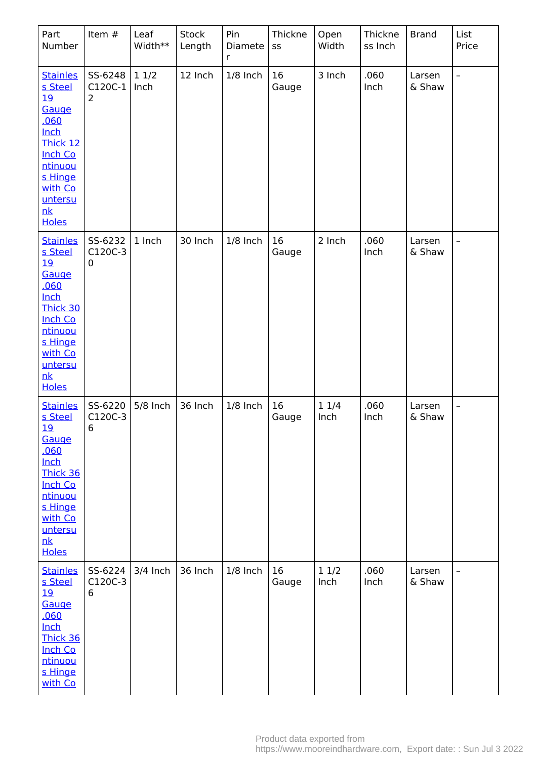| Part Number | Item # | Leaf Width** | Stock Length | Pin Diameter | Thickness | Open Width | Thickness Inch | Brand | List Price |
| --- | --- | --- | --- | --- | --- | --- | --- | --- | --- |
| [Stainless Steel 19 Gauge .060 Inch Thick 12 Inch Continuous Hinge with Countersunk Holes] | SS-6248 C120C-12 | 1 1/2 Inch | 12 Inch | 1/8 Inch | 16 Gauge | 3 Inch | .060 Inch | Larsen & Shaw | – |
| [Stainless Steel 19 Gauge .060 Inch Thick 30 Inch Continuous Hinge with Countersunk Holes] | SS-6232 C120C-30 | 1 Inch | 30 Inch | 1/8 Inch | 16 Gauge | 2 Inch | .060 Inch | Larsen & Shaw | – |
| [Stainless Steel 19 Gauge .060 Inch Thick 36 Inch Continuous Hinge with Countersunk Holes] | SS-6220 C120C-36 | 5/8 Inch | 36 Inch | 1/8 Inch | 16 Gauge | 1 1/4 Inch | .060 Inch | Larsen & Shaw | – |
| [Stainless Steel 19 Gauge .060 Inch Thick 36 Inch Continuous Hinge with Co | SS-6224 C120C-36 | 3/4 Inch | 36 Inch | 1/8 Inch | 16 Gauge | 1 1/2 Inch | .060 Inch | Larsen & Shaw | – |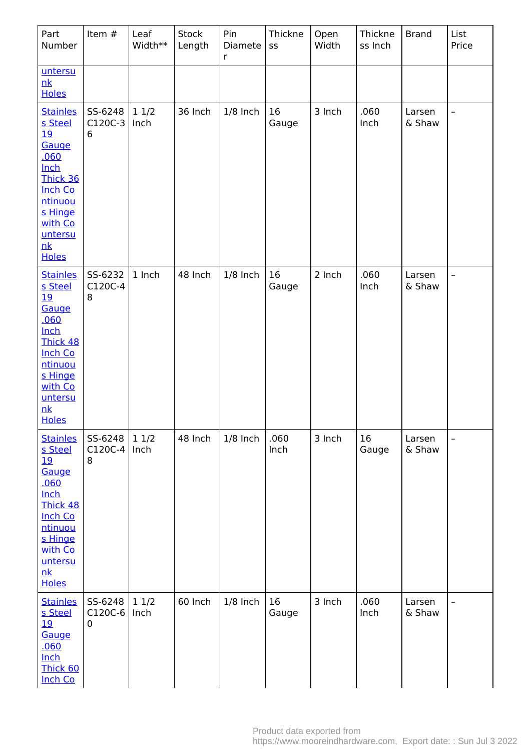| Part Number | Item # | Leaf Width** | Stock Length | Pin Diameter | Thickness | Open Width | Thickness Inch | Brand | List Price |
|---|---|---|---|---|---|---|---|---|---|
| untersunk Holes | | | | | | | | | |
| Stainless Steel 19 Gauge .060 Inch Thick 36 Inch Continuous Hinge with Countersunk Holes | SS-6248C120C-36 | 1 1/2 Inch | 36 Inch | 1/8 Inch | 16 Gauge | 3 Inch | .060 Inch | Larsen & Shaw | – |
| Stainless Steel 19 Gauge .060 Inch Thick 48 Inch Continuous Hinge with Countersunk Holes | SS-6232C120C-48 | 1 Inch | 48 Inch | 1/8 Inch | 16 Gauge | 2 Inch | .060 Inch | Larsen & Shaw | – |
| Stainless Steel 19 Gauge .060 Inch Thick 48 Inch Continuous Hinge with Countersunk Holes | SS-6248C120C-48 | 1 1/2 Inch | 48 Inch | 1/8 Inch | .060 Inch | 3 Inch | 16 Gauge | Larsen & Shaw | – |
| Stainless Steel 19 Gauge .060 Inch Thick 60 Inch Co | SS-6248C120C-60 | 1 1/2 Inch | 60 Inch | 1/8 Inch | 16 Gauge | 3 Inch | .060 Inch | Larsen & Shaw | – |

Product data exported from https://www.mooreindhardware.com, Export date: : Sun Jul 3 2022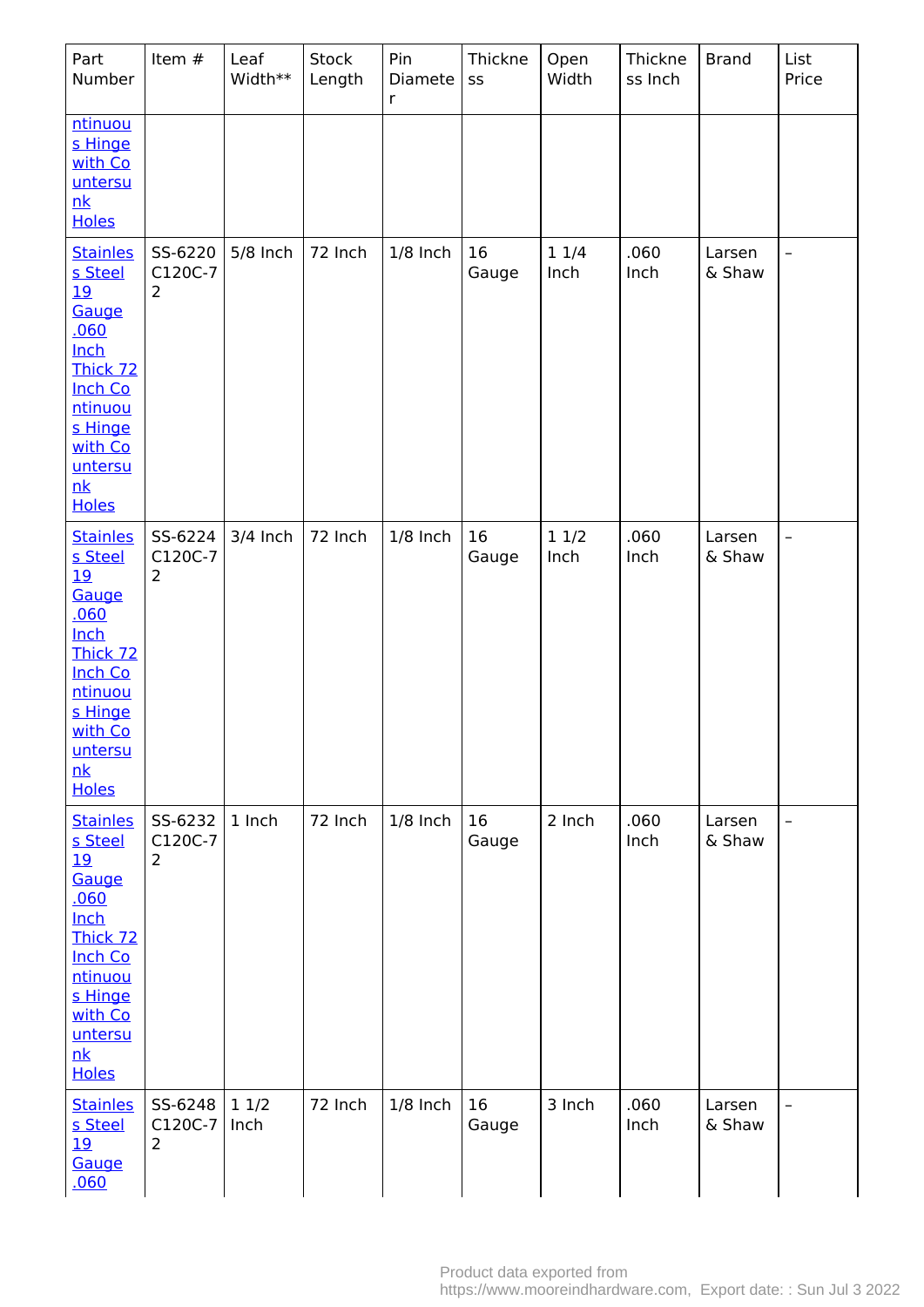| Part Number | Item # | Leaf Width** | Stock Length | Pin Diameter | Thickness | Open Width | Thickness Inch | Brand | List Price |
|---|---|---|---|---|---|---|---|---|---|
| ntinuous Hinge with Countersunk Holes | | | | | | | | | |
| Stainless Steel 19 Gauge .060 Inch Thick 72 Inch Continuous Hinge with Countersunk Holes | SS-6220C120C-72 | 5/8 Inch | 72 Inch | 1/8 Inch | 16 Gauge | 1 1/4 Inch | .060 Inch | Larsen & Shaw | – |
| Stainless Steel 19 Gauge .060 Inch Thick 72 Inch Continuous Hinge with Countersunk Holes | SS-6224C120C-72 | 3/4 Inch | 72 Inch | 1/8 Inch | 16 Gauge | 1 1/2 Inch | .060 Inch | Larsen & Shaw | – |
| Stainless Steel 19 Gauge .060 Inch Thick 72 Inch Continuous Hinge with Countersunk Holes | SS-6232C120C-72 | 1 Inch | 72 Inch | 1/8 Inch | 16 Gauge | 2 Inch | .060 Inch | Larsen & Shaw | – |
| Stainless Steel 19 Gauge .060 | SS-6248C120C-72 | 1 1/2 Inch | 72 Inch | 1/8 Inch | 16 Gauge | 3 Inch | .060 Inch | Larsen & Shaw | – |

Product data exported from https://www.mooreindhardware.com, Export date: : Sun Jul 3 2022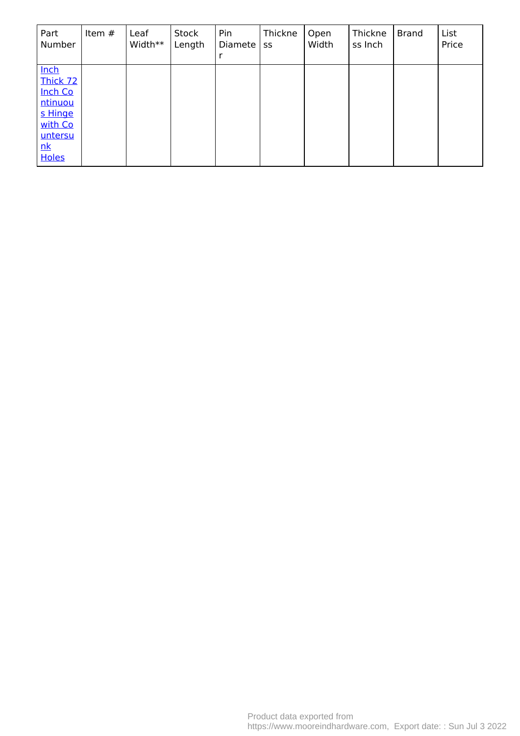| Part Number | Item # | Leaf Width** | Stock Length | Pin Diameter | Thickness | Open Width | Thickness Inch | Brand | List Price |
| --- | --- | --- | --- | --- | --- | --- | --- | --- | --- |
| Inch Thick 72 Inch Continuous Hinge with Countersunk Holes | | | | | | | | | |

Product data exported from https://www.mooreindhardware.com, Export date: : Sun Jul 3 2022